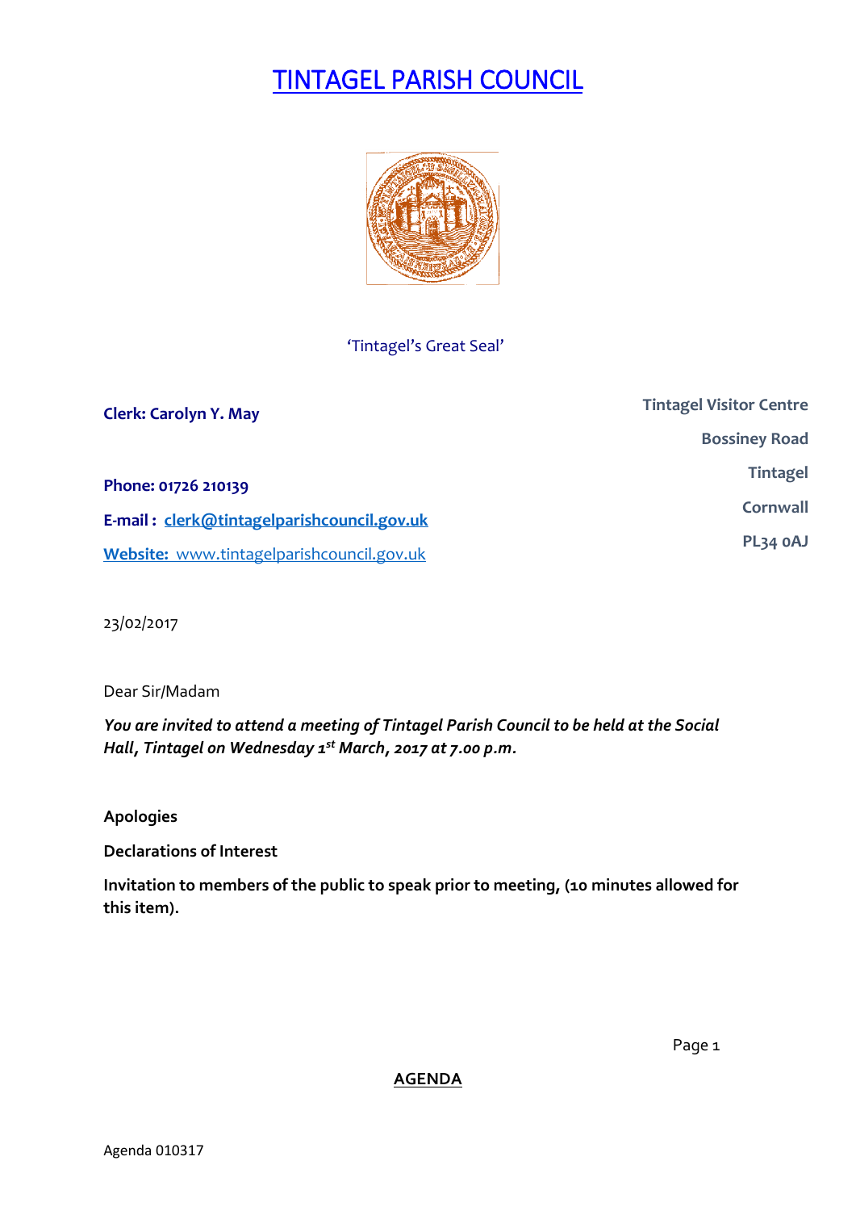# TINTAGEL PARISH COUNCIL

'Tintagel's Great Seal'

**Clerk: Carolyn Y. May**

**Phone: 01726 210139**

**E-mail : clerk@tintagelparishcouncil.gov.uk**

**Website:** www.tintagelparishcouncil.gov.uk

**Tintagel Visitor Centre**
**Bossiney Road**
**Tintagel**
**Cornwall**
**PL34 0AJ**

23/02/2017

Dear Sir/Madam

***You are invited to attend a meeting of Tintagel Parish Council to be held at the Social Hall, Tintagel on Wednesday 1st March, 2017 at 7.00 p.m.***

**Apologies**

**Declarations of Interest**

**Invitation to members of the public to speak prior to meeting, (10 minutes allowed for this item).**

**AGENDA**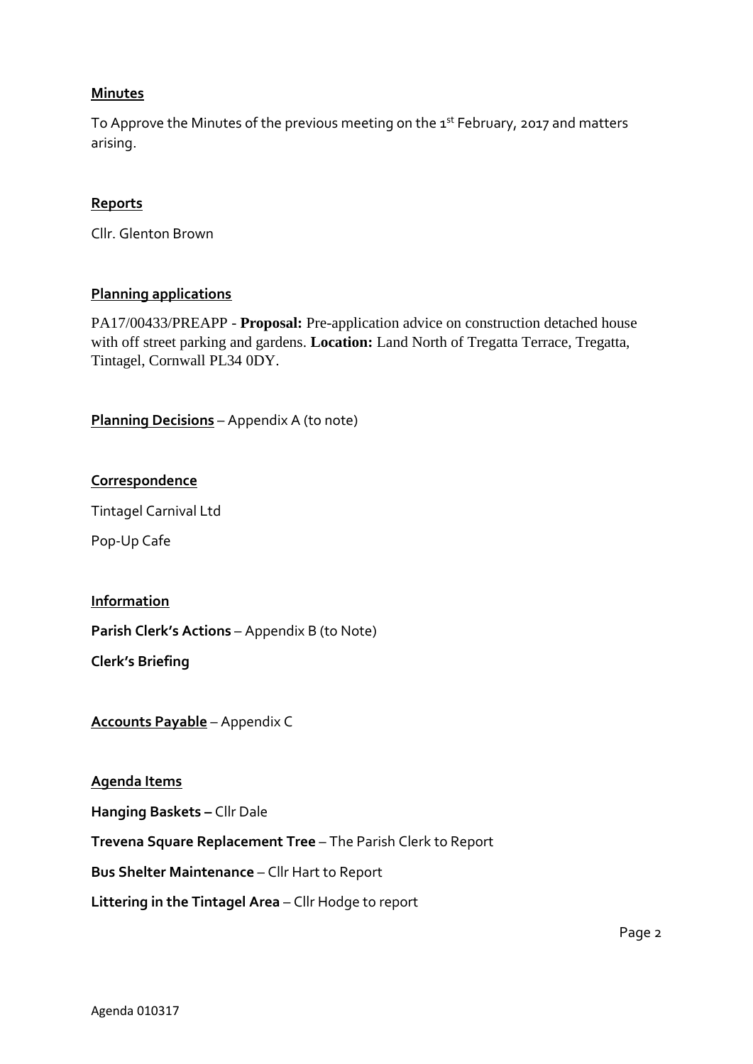**Minutes**

To Approve the Minutes of the previous meeting on the 1st February, 2017 and matters arising.

**Reports**

Cllr. Glenton Brown

**Planning applications**

PA17/00433/PREAPP - **Proposal:** Pre-application advice on construction detached house with off street parking and gardens. **Location:** Land North of Tregatta Terrace, Tregatta, Tintagel, Cornwall PL34 0DY.

**Planning Decisions** – Appendix A (to note)

**Correspondence**

Tintagel Carnival Ltd

Pop-Up Cafe

**Information**

**Parish Clerk's Actions** – Appendix B (to Note)

**Clerk's Briefing**

**Accounts Payable** – Appendix C

**Agenda Items**

**Hanging Baskets –** Cllr Dale

**Trevena Square Replacement Tree** – The Parish Clerk to Report

**Bus Shelter Maintenance** – Cllr Hart to Report

**Littering in the Tintagel Area** – Cllr Hodge to report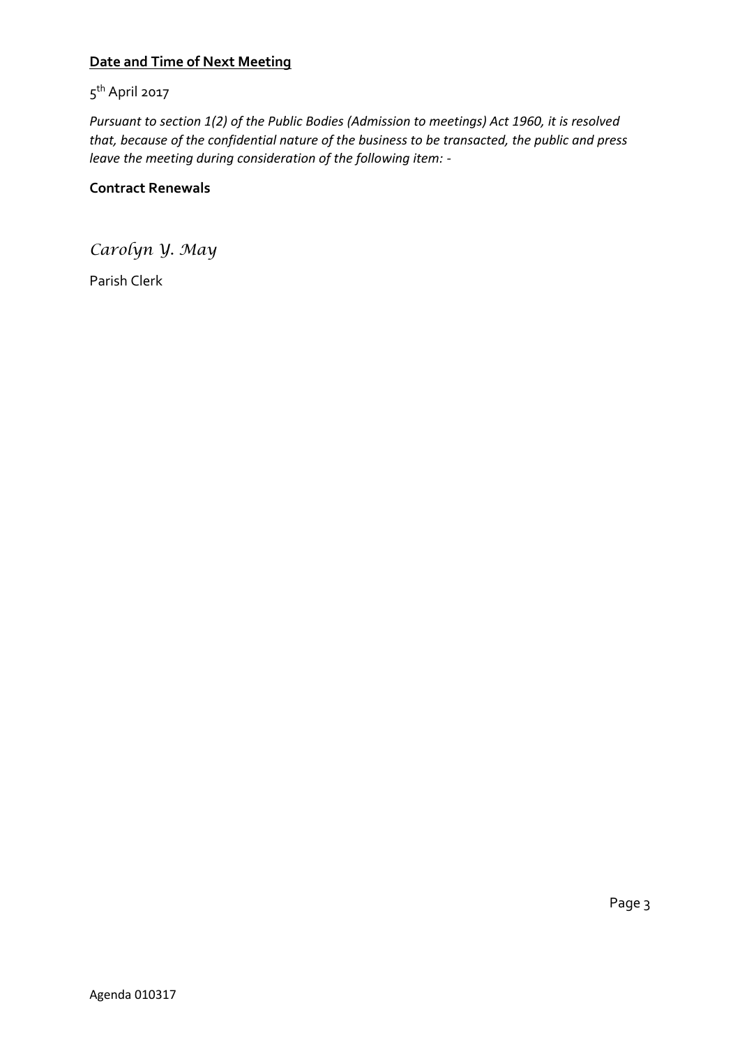**<u>Date and Time of Next Meeting</u>**

5th April 2017

*Pursuant to section 1(2) of the Public Bodies (Admission to meetings) Act 1960, it is resolved that, because of the confidential nature of the business to be transacted, the public and press leave the meeting during consideration of the following item: -*

**Contract Renewals**

*Carolyn Y. May*

Parish Clerk

Agenda 010317